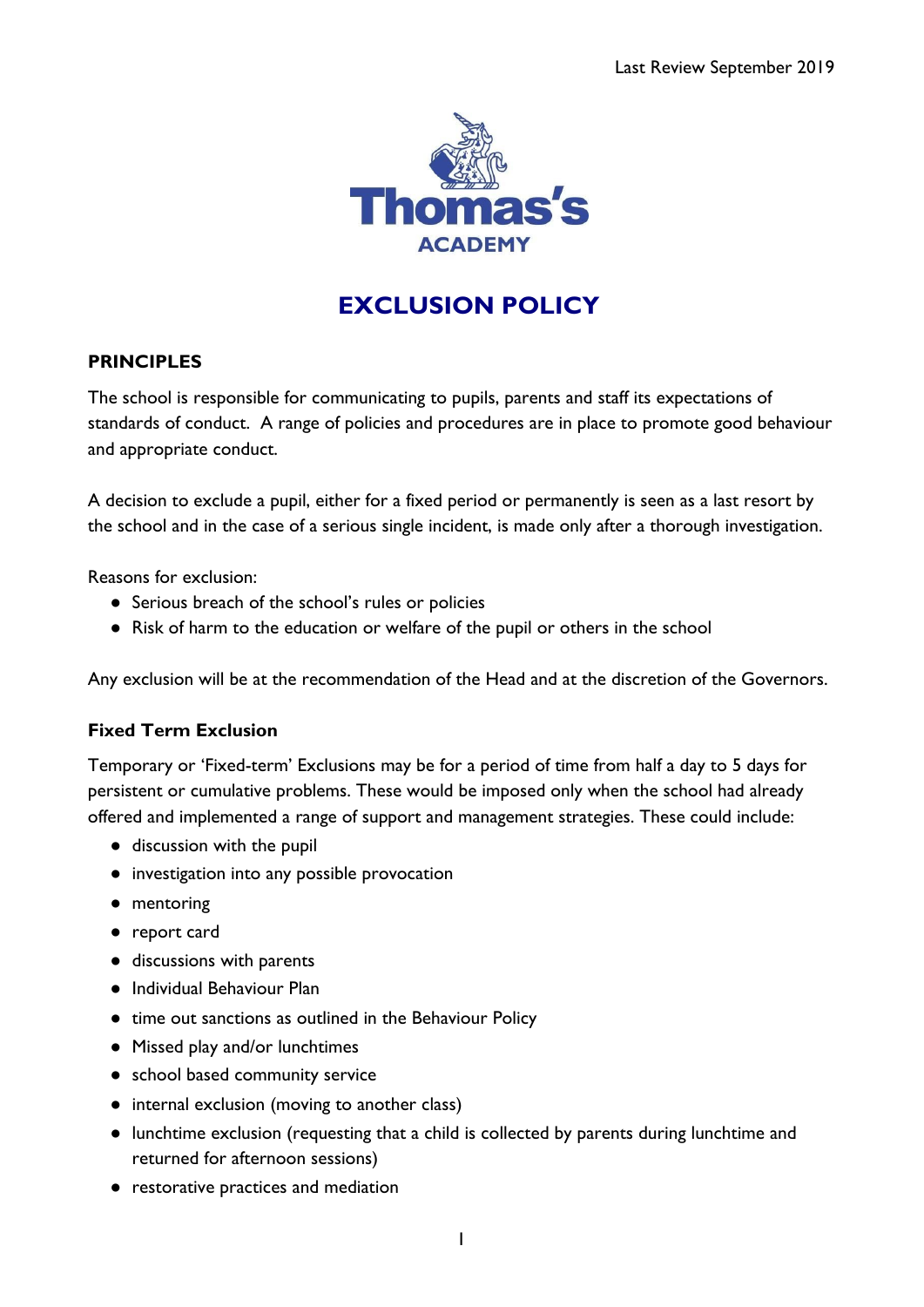Last Review September 2019

Thomas's
ACADEMY

# EXCLUSION POLICY

## PRINCIPLES

The school is responsible for communicating to pupils, parents and staff its expectations of standards of conduct. A range of policies and procedures are in place to promote good behaviour and appropriate conduct.

A decision to exclude a pupil, either for a fixed period or permanently is seen as a last resort by the school and in the case of a serious single incident, is made only after a thorough investigation.

Reasons for exclusion:

- Serious breach of the school's rules or policies
- Risk of harm to the education or welfare of the pupil or others in the school

Any exclusion will be at the recommendation of the Head and at the discretion of the Governors.

### Fixed Term Exclusion

Temporary or 'Fixed-term' Exclusions may be for a period of time from half a day to 5 days for persistent or cumulative problems. These would be imposed only when the school had already offered and implemented a range of support and management strategies. These could include:

- discussion with the pupil
- investigation into any possible provocation
- mentoring
- report card
- discussions with parents
- Individual Behaviour Plan
- time out sanctions as outlined in the Behaviour Policy
- Missed play and/or lunchtimes
- school based community service
- internal exclusion (moving to another class)
- lunchtime exclusion (requesting that a child is collected by parents during lunchtime and returned for afternoon sessions)
- restorative practices and mediation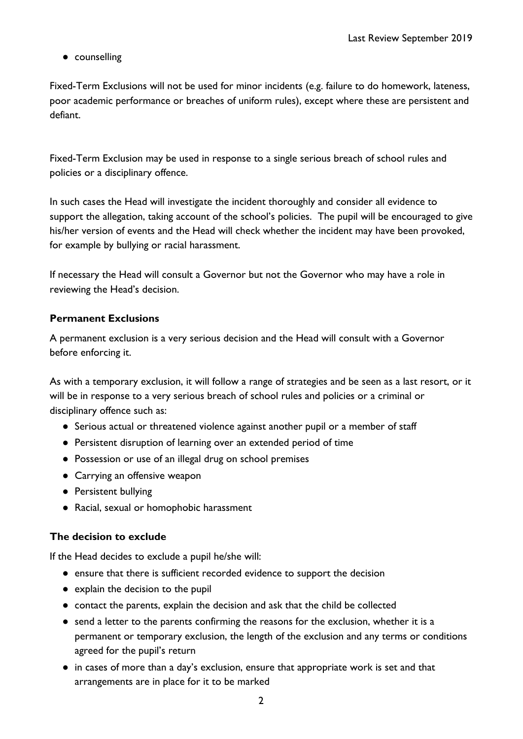- counselling

Fixed-Term Exclusions will not be used for minor incidents (e.g. failure to do homework, lateness, poor academic performance or breaches of uniform rules), except where these are persistent and defiant.

Fixed-Term Exclusion may be used in response to a single serious breach of school rules and policies or a disciplinary offence.

In such cases the Head will investigate the incident thoroughly and consider all evidence to support the allegation, taking account of the school's policies. The pupil will be encouraged to give his/her version of events and the Head will check whether the incident may have been provoked, for example by bullying or racial harassment.

If necessary the Head will consult a Governor but not the Governor who may have a role in reviewing the Head's decision.

### Permanent Exclusions

A permanent exclusion is a very serious decision and the Head will consult with a Governor before enforcing it.

As with a temporary exclusion, it will follow a range of strategies and be seen as a last resort, or it will be in response to a very serious breach of school rules and policies or a criminal or disciplinary offence such as:

- Serious actual or threatened violence against another pupil or a member of staff
- Persistent disruption of learning over an extended period of time
- Possession or use of an illegal drug on school premises
- Carrying an offensive weapon
- Persistent bullying
- Racial, sexual or homophobic harassment

### The decision to exclude

If the Head decides to exclude a pupil he/she will:

- ensure that there is sufficient recorded evidence to support the decision
- explain the decision to the pupil
- contact the parents, explain the decision and ask that the child be collected
- send a letter to the parents confirming the reasons for the exclusion, whether it is a permanent or temporary exclusion, the length of the exclusion and any terms or conditions agreed for the pupil's return
- in cases of more than a day's exclusion, ensure that appropriate work is set and that arrangements are in place for it to be marked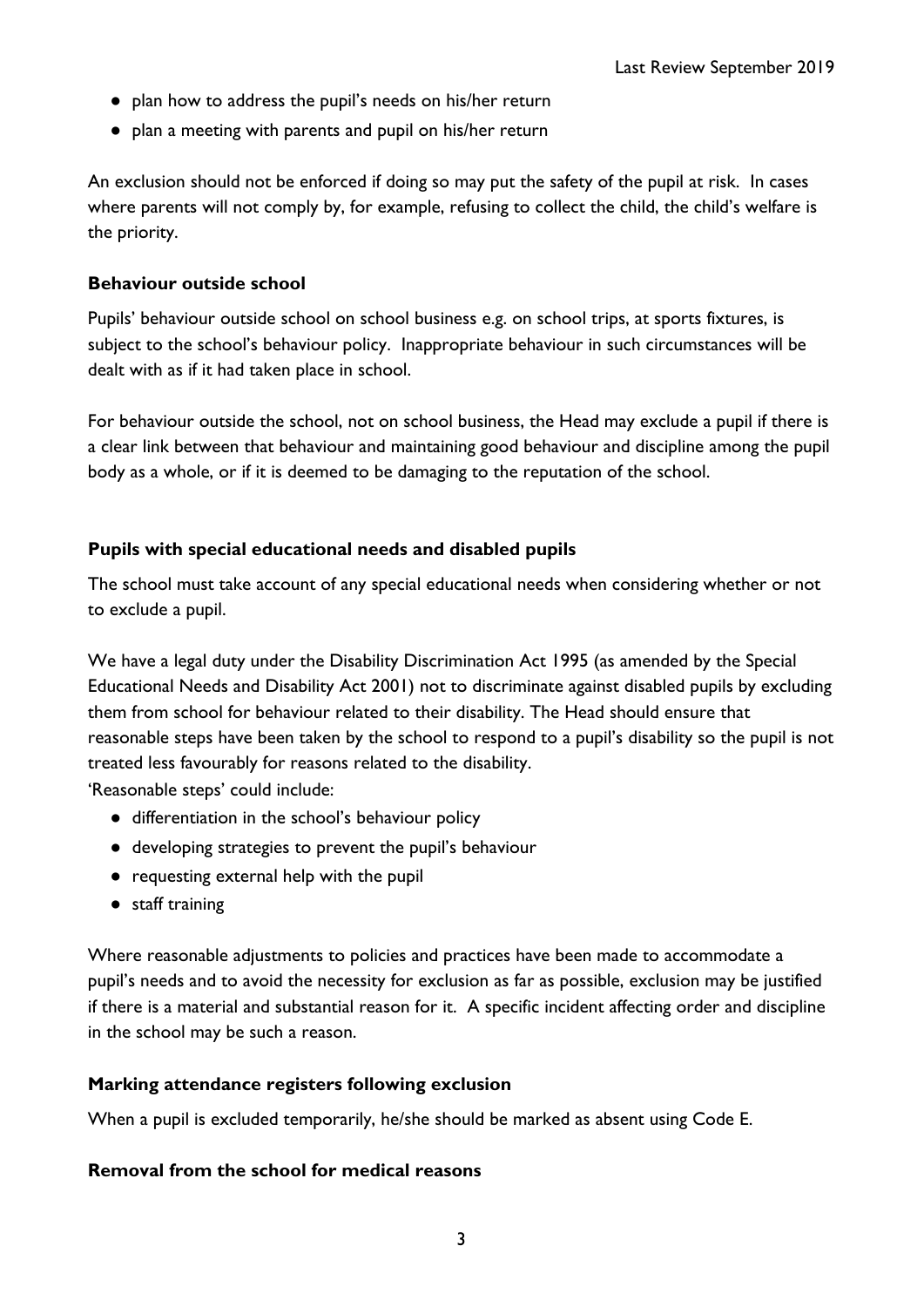- plan how to address the pupil's needs on his/her return
- plan a meeting with parents and pupil on his/her return

An exclusion should not be enforced if doing so may put the safety of the pupil at risk. In cases where parents will not comply by, for example, refusing to collect the child, the child's welfare is the priority.

### Behaviour outside school

Pupils' behaviour outside school on school business e.g. on school trips, at sports fixtures, is subject to the school's behaviour policy. Inappropriate behaviour in such circumstances will be dealt with as if it had taken place in school.

For behaviour outside the school, not on school business, the Head may exclude a pupil if there is a clear link between that behaviour and maintaining good behaviour and discipline among the pupil body as a whole, or if it is deemed to be damaging to the reputation of the school.

### Pupils with special educational needs and disabled pupils

The school must take account of any special educational needs when considering whether or not to exclude a pupil.

We have a legal duty under the Disability Discrimination Act 1995 (as amended by the Special Educational Needs and Disability Act 2001) not to discriminate against disabled pupils by excluding them from school for behaviour related to their disability. The Head should ensure that reasonable steps have been taken by the school to respond to a pupil's disability so the pupil is not treated less favourably for reasons related to the disability.

'Reasonable steps' could include:

- differentiation in the school's behaviour policy
- developing strategies to prevent the pupil's behaviour
- requesting external help with the pupil
- staff training

Where reasonable adjustments to policies and practices have been made to accommodate a pupil's needs and to avoid the necessity for exclusion as far as possible, exclusion may be justified if there is a material and substantial reason for it. A specific incident affecting order and discipline in the school may be such a reason.

### Marking attendance registers following exclusion

When a pupil is excluded temporarily, he/she should be marked as absent using Code E.

### Removal from the school for medical reasons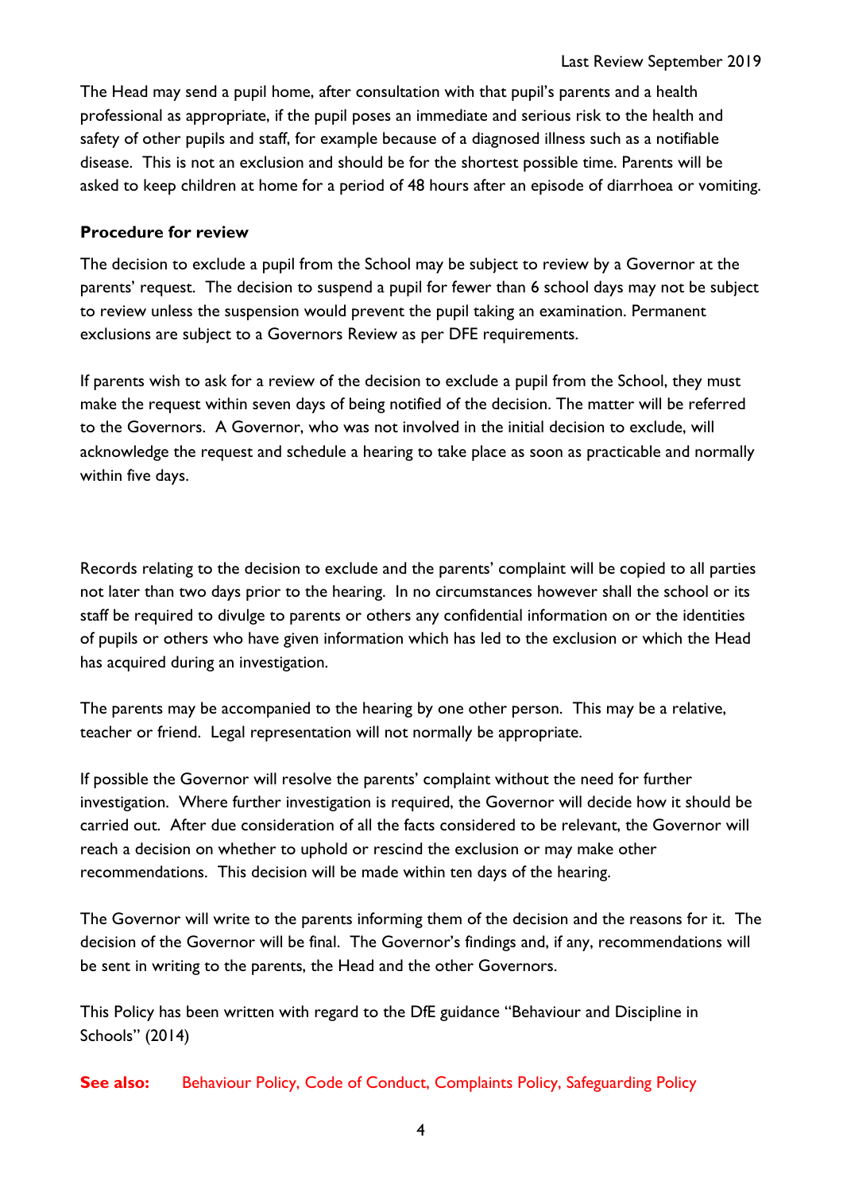The Head may send a pupil home, after consultation with that pupil's parents and a health professional as appropriate, if the pupil poses an immediate and serious risk to the health and safety of other pupils and staff, for example because of a diagnosed illness such as a notifiable disease. This is not an exclusion and should be for the shortest possible time. Parents will be asked to keep children at home for a period of 48 hours after an episode of diarrhoea or vomiting.

**Procedure for review**

The decision to exclude a pupil from the School may be subject to review by a Governor at the parents' request. The decision to suspend a pupil for fewer than 6 school days may not be subject to review unless the suspension would prevent the pupil taking an examination. Permanent exclusions are subject to a Governors Review as per DFE requirements.

If parents wish to ask for a review of the decision to exclude a pupil from the School, they must make the request within seven days of being notified of the decision. The matter will be referred to the Governors. A Governor, who was not involved in the initial decision to exclude, will acknowledge the request and schedule a hearing to take place as soon as practicable and normally within five days.

Records relating to the decision to exclude and the parents' complaint will be copied to all parties not later than two days prior to the hearing. In no circumstances however shall the school or its staff be required to divulge to parents or others any confidential information on or the identities of pupils or others who have given information which has led to the exclusion or which the Head has acquired during an investigation.

The parents may be accompanied to the hearing by one other person. This may be a relative, teacher or friend. Legal representation will not normally be appropriate.

If possible the Governor will resolve the parents' complaint without the need for further investigation. Where further investigation is required, the Governor will decide how it should be carried out. After due consideration of all the facts considered to be relevant, the Governor will reach a decision on whether to uphold or rescind the exclusion or may make other recommendations. This decision will be made within ten days of the hearing.

The Governor will write to the parents informing them of the decision and the reasons for it. The decision of the Governor will be final. The Governor's findings and, if any, recommendations will be sent in writing to the parents, the Head and the other Governors.

This Policy has been written with regard to the DfE guidance "Behaviour and Discipline in Schools" (2014)

**See also:** Behaviour Policy, Code of Conduct, Complaints Policy, Safeguarding Policy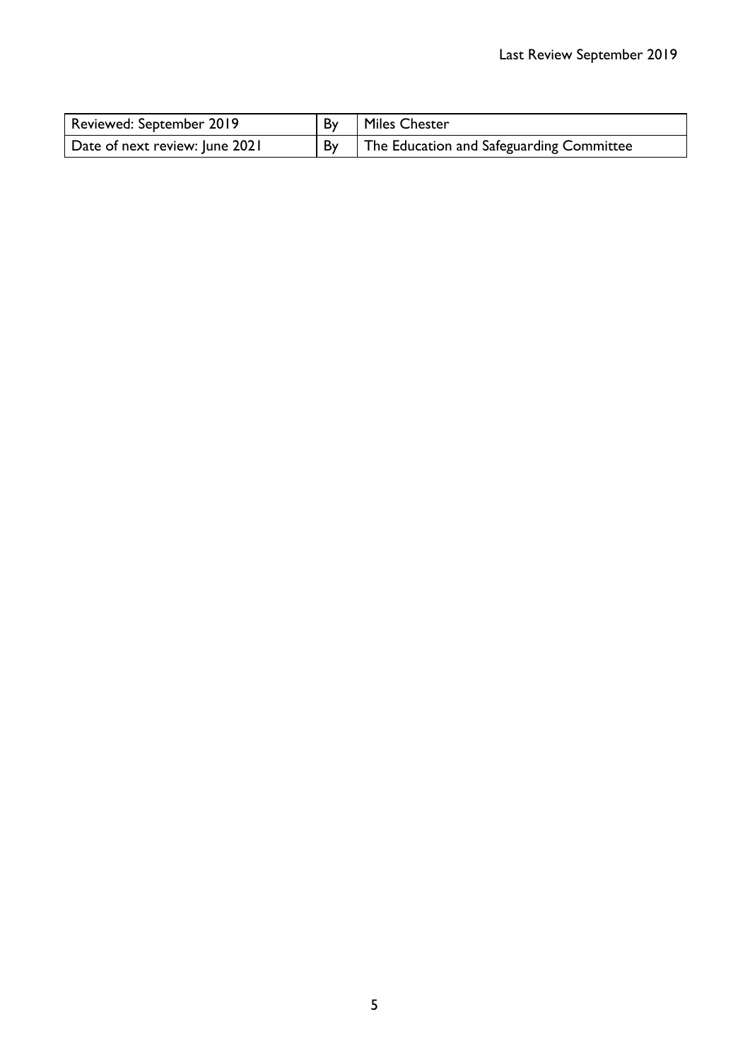| | | |
|---|---|---|
| Reviewed: September 2019 | By | Miles Chester |
| Date of next review: June 2021 | By | The Education and Safeguarding Committee |